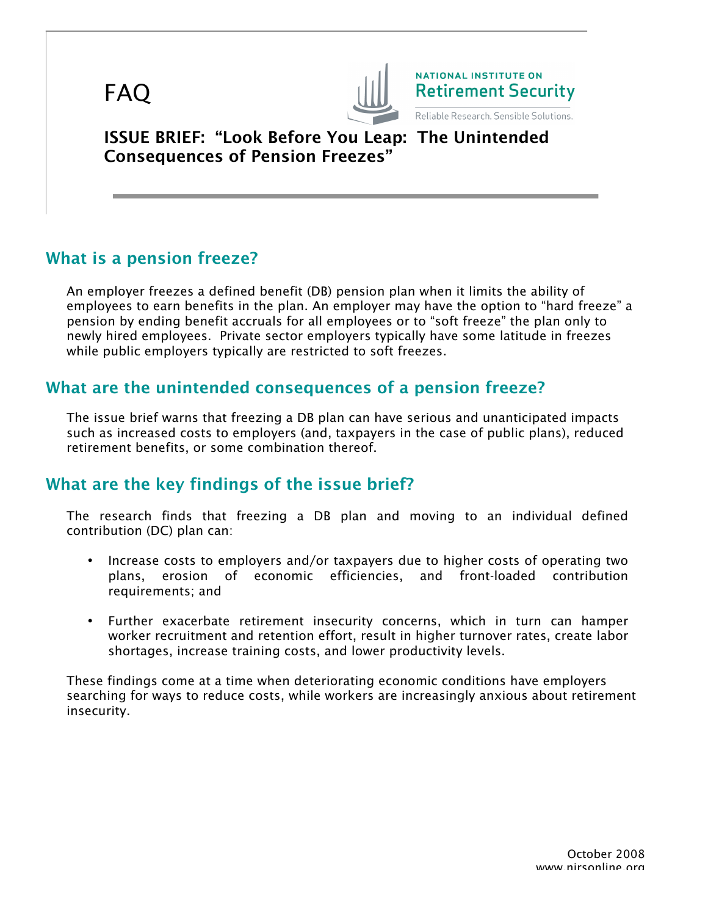FAQ

NATIONAL INSTITUTE ON **Retirement Security**

Reliable Research. Sensible Solutions.

**ISSUE BRIEF: "Look Before You Leap: The Unintended Consequences of Pension Freezes"**

## What is a pension freeze?

An employer freezes a defined benefit (DB) pension plan when it limits the ability of employees to earn benefits in the plan. An employer may have the option to "hard freeze" a pension by ending benefit accruals for all employees or to "soft freeze" the plan only to newly hired employees. Private sector employers typically have some latitude in freezes while public employers typically are restricted to soft freezes.

## What are the unintended consequences of a pension freeze?

The issue brief warns that freezing a DB plan can have serious and unanticipated impacts such as increased costs to employers (and, taxpayers in the case of public plans), reduced retirement benefits, or some combination thereof.

## What are the key findings of the issue brief?

The research finds that freezing a DB plan and moving to an individual defined contribution (DC) plan can:

- Increase costs to employers and/or taxpayers due to higher costs of operating two plans, erosion of economic efficiencies, and front-loaded contribution requirements; and
- Further exacerbate retirement insecurity concerns, which in turn can hamper worker recruitment and retention effort, result in higher turnover rates, create labor shortages, increase training costs, and lower productivity levels.

These findings come at a time when deteriorating economic conditions have employers searching for ways to reduce costs, while workers are increasingly anxious about retirement insecurity.

October 2008
www.nirsonline.org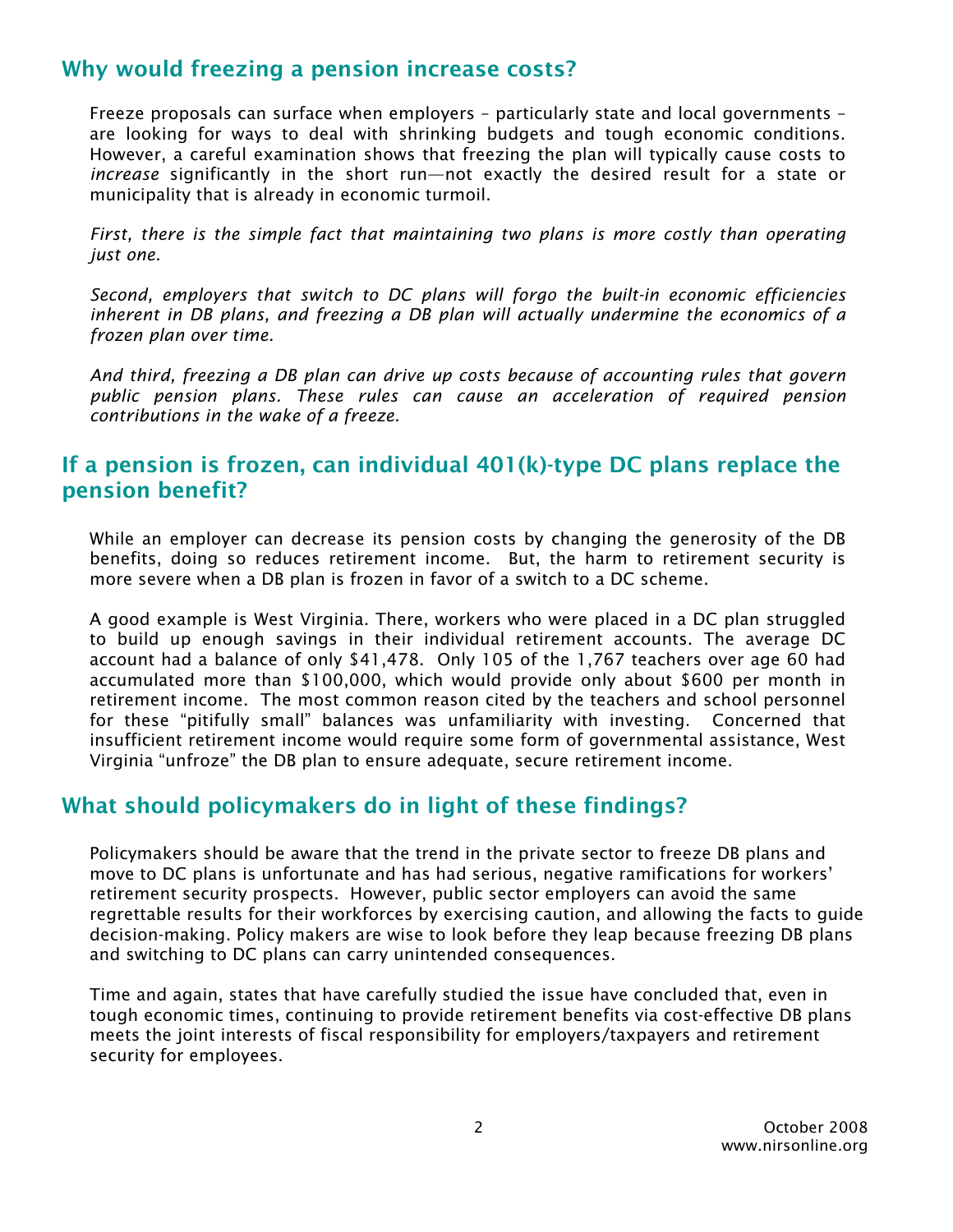## Why would freezing a pension increase costs?

Freeze proposals can surface when employers – particularly state and local governments – are looking for ways to deal with shrinking budgets and tough economic conditions. However, a careful examination shows that freezing the plan will typically cause costs to *increase* significantly in the short run—not exactly the desired result for a state or municipality that is already in economic turmoil.

*First, there is the simple fact that maintaining two plans is more costly than operating just one.*

*Second, employers that switch to DC plans will forgo the built-in economic efficiencies inherent in DB plans, and freezing a DB plan will actually undermine the economics of a frozen plan over time.*

*And third, freezing a DB plan can drive up costs because of accounting rules that govern public pension plans. These rules can cause an acceleration of required pension contributions in the wake of a freeze.*

## If a pension is frozen, can individual 401(k)-type DC plans replace the pension benefit?

While an employer can decrease its pension costs by changing the generosity of the DB benefits, doing so reduces retirement income. But, the harm to retirement security is more severe when a DB plan is frozen in favor of a switch to a DC scheme.

A good example is West Virginia. There, workers who were placed in a DC plan struggled to build up enough savings in their individual retirement accounts. The average DC account had a balance of only $41,478. Only 105 of the 1,767 teachers over age 60 had accumulated more than $100,000, which would provide only about $600 per month in retirement income. The most common reason cited by the teachers and school personnel for these "pitifully small" balances was unfamiliarity with investing. Concerned that insufficient retirement income would require some form of governmental assistance, West Virginia "unfroze" the DB plan to ensure adequate, secure retirement income.

## What should policymakers do in light of these findings?

Policymakers should be aware that the trend in the private sector to freeze DB plans and move to DC plans is unfortunate and has had serious, negative ramifications for workers' retirement security prospects. However, public sector employers can avoid the same regrettable results for their workforces by exercising caution, and allowing the facts to guide decision-making. Policy makers are wise to look before they leap because freezing DB plans and switching to DC plans can carry unintended consequences.

Time and again, states that have carefully studied the issue have concluded that, even in tough economic times, continuing to provide retirement benefits via cost-effective DB plans meets the joint interests of fiscal responsibility for employers/taxpayers and retirement security for employees.